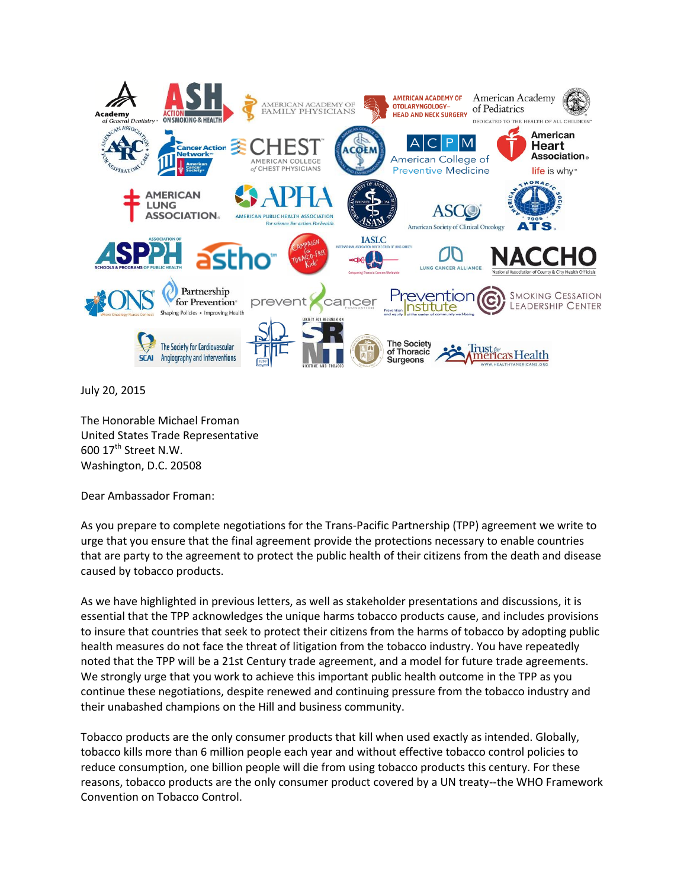July 20, 2015

The Honorable Michael Froman
United States Trade Representative
600 17th Street N.W.
Washington, D.C. 20508

Dear Ambassador Froman:

As you prepare to complete negotiations for the Trans-Pacific Partnership (TPP) agreement we write to urge that you ensure that the final agreement provide the protections necessary to enable countries that are party to the agreement to protect the public health of their citizens from the death and disease caused by tobacco products.

As we have highlighted in previous letters, as well as stakeholder presentations and discussions, it is essential that the TPP acknowledges the unique harms tobacco products cause, and includes provisions to insure that countries that seek to protect their citizens from the harms of tobacco by adopting public health measures do not face the threat of litigation from the tobacco industry. You have repeatedly noted that the TPP will be a 21st Century trade agreement, and a model for future trade agreements. We strongly urge that you work to achieve this important public health outcome in the TPP as you continue these negotiations, despite renewed and continuing pressure from the tobacco industry and their unabashed champions on the Hill and business community.

Tobacco products are the only consumer products that kill when used exactly as intended. Globally, tobacco kills more than 6 million people each year and without effective tobacco control policies to reduce consumption, one billion people will die from using tobacco products this century. For these reasons, tobacco products are the only consumer product covered by a UN treaty--the WHO Framework Convention on Tobacco Control.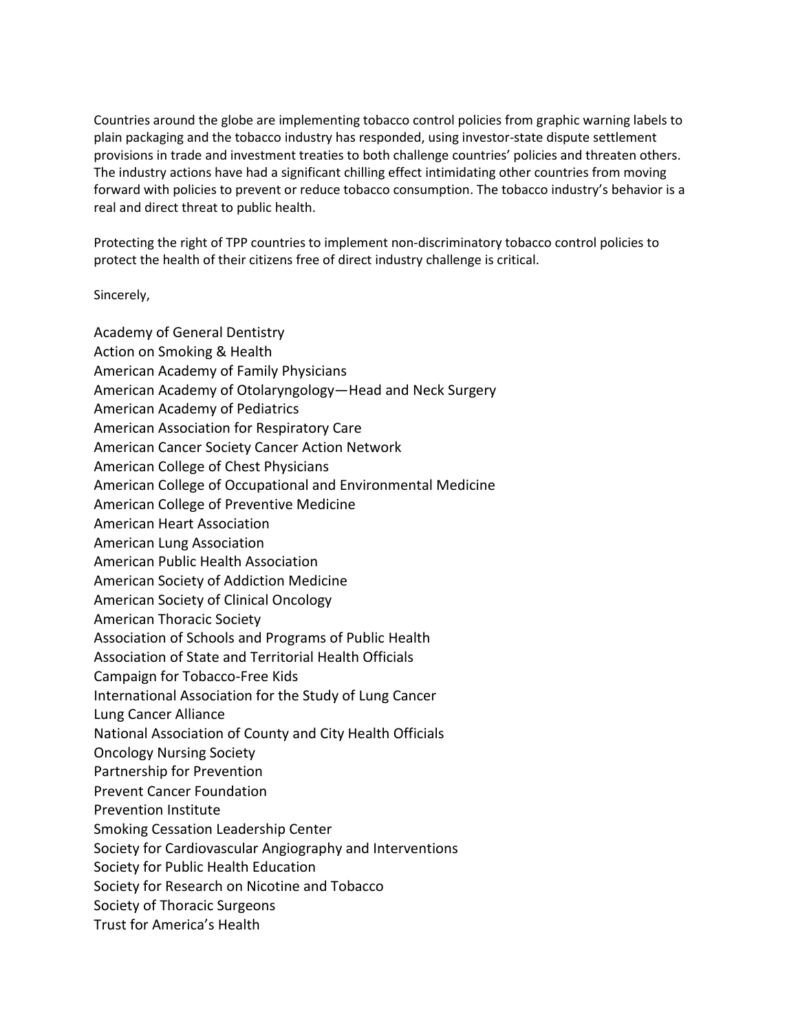Countries around the globe are implementing tobacco control policies from graphic warning labels to plain packaging and the tobacco industry has responded, using investor-state dispute settlement provisions in trade and investment treaties to both challenge countries' policies and threaten others. The industry actions have had a significant chilling effect intimidating other countries from moving forward with policies to prevent or reduce tobacco consumption. The tobacco industry's behavior is a real and direct threat to public health.

Protecting the right of TPP countries to implement non-discriminatory tobacco control policies to protect the health of their citizens free of direct industry challenge is critical.

Sincerely,

Academy of General Dentistry
Action on Smoking & Health
American Academy of Family Physicians
American Academy of Otolaryngology—Head and Neck Surgery
American Academy of Pediatrics
American Association for Respiratory Care
American Cancer Society Cancer Action Network
American College of Chest Physicians
American College of Occupational and Environmental Medicine
American College of Preventive Medicine
American Heart Association
American Lung Association
American Public Health Association
American Society of Addiction Medicine
American Society of Clinical Oncology
American Thoracic Society
Association of Schools and Programs of Public Health
Association of State and Territorial Health Officials
Campaign for Tobacco-Free Kids
International Association for the Study of Lung Cancer
Lung Cancer Alliance
National Association of County and City Health Officials
Oncology Nursing Society
Partnership for Prevention
Prevent Cancer Foundation
Prevention Institute
Smoking Cessation Leadership Center
Society for Cardiovascular Angiography and Interventions
Society for Public Health Education
Society for Research on Nicotine and Tobacco
Society of Thoracic Surgeons
Trust for America's Health